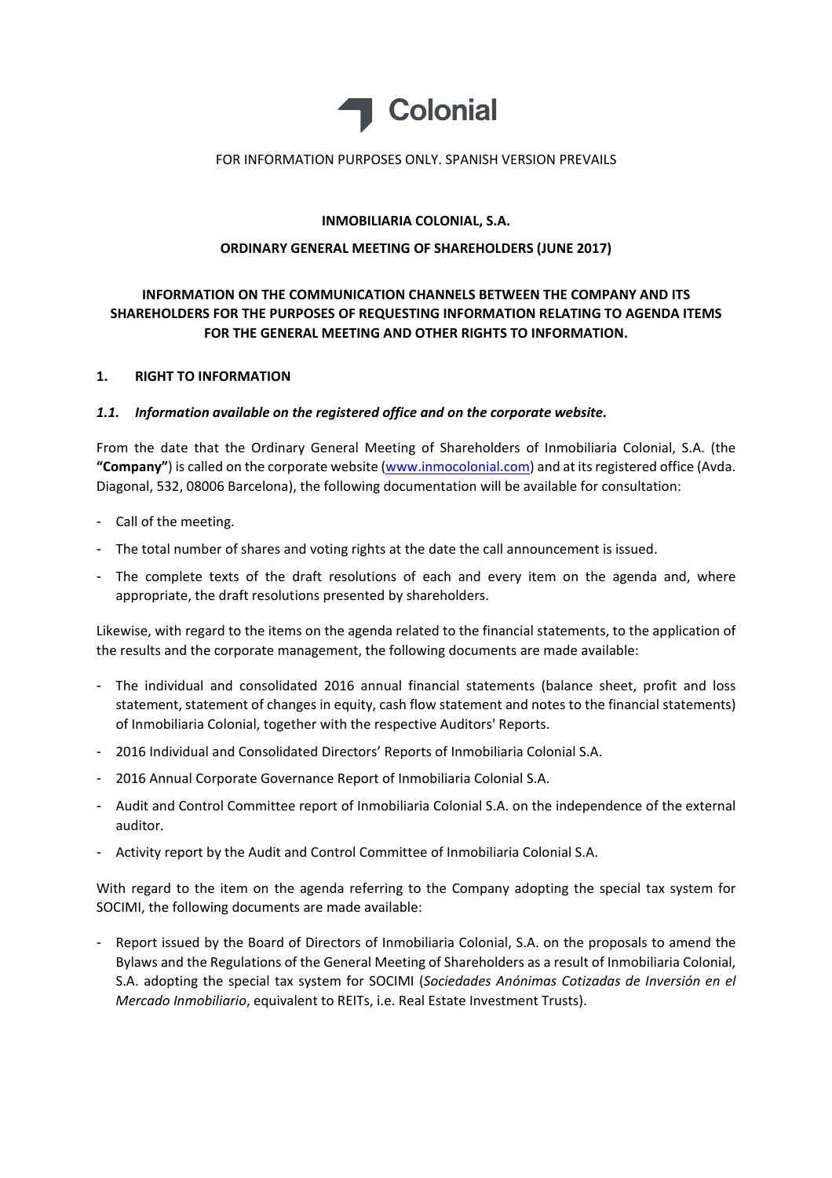Colonial

FOR INFORMATION PURPOSES ONLY. SPANISH VERSION PREVAILS

**INMOBILIARIA COLONIAL, S.A.**

**ORDINARY GENERAL MEETING OF SHAREHOLDERS (JUNE 2017)**

**INFORMATION ON THE COMMUNICATION CHANNELS BETWEEN THE COMPANY AND ITS SHAREHOLDERS FOR THE PURPOSES OF REQUESTING INFORMATION RELATING TO AGENDA ITEMS FOR THE GENERAL MEETING AND OTHER RIGHTS TO INFORMATION.**

## 1. RIGHT TO INFORMATION

### *1.1. Information available on the registered office and on the corporate website.*

From the date that the Ordinary General Meeting of Shareholders of Inmobiliaria Colonial, S.A. (the **"Company"**) is called on the corporate website (www.inmocolonial.com) and at its registered office (Avda. Diagonal, 532, 08006 Barcelona), the following documentation will be available for consultation:

- Call of the meeting.
- The total number of shares and voting rights at the date the call announcement is issued.
- The complete texts of the draft resolutions of each and every item on the agenda and, where appropriate, the draft resolutions presented by shareholders.

Likewise, with regard to the items on the agenda related to the financial statements, to the application of the results and the corporate management, the following documents are made available:

- The individual and consolidated 2016 annual financial statements (balance sheet, profit and loss statement, statement of changes in equity, cash flow statement and notes to the financial statements) of Inmobiliaria Colonial, together with the respective Auditors' Reports.
- 2016 Individual and Consolidated Directors' Reports of Inmobiliaria Colonial S.A.
- 2016 Annual Corporate Governance Report of Inmobiliaria Colonial S.A.
- Audit and Control Committee report of Inmobiliaria Colonial S.A. on the independence of the external auditor.
- Activity report by the Audit and Control Committee of Inmobiliaria Colonial S.A.

With regard to the item on the agenda referring to the Company adopting the special tax system for SOCIMI, the following documents are made available:

- Report issued by the Board of Directors of Inmobiliaria Colonial, S.A. on the proposals to amend the Bylaws and the Regulations of the General Meeting of Shareholders as a result of Inmobiliaria Colonial, S.A. adopting the special tax system for SOCIMI (*Sociedades Anónimas Cotizadas de Inversión en el Mercado Inmobiliario*, equivalent to REITs, i.e. Real Estate Investment Trusts).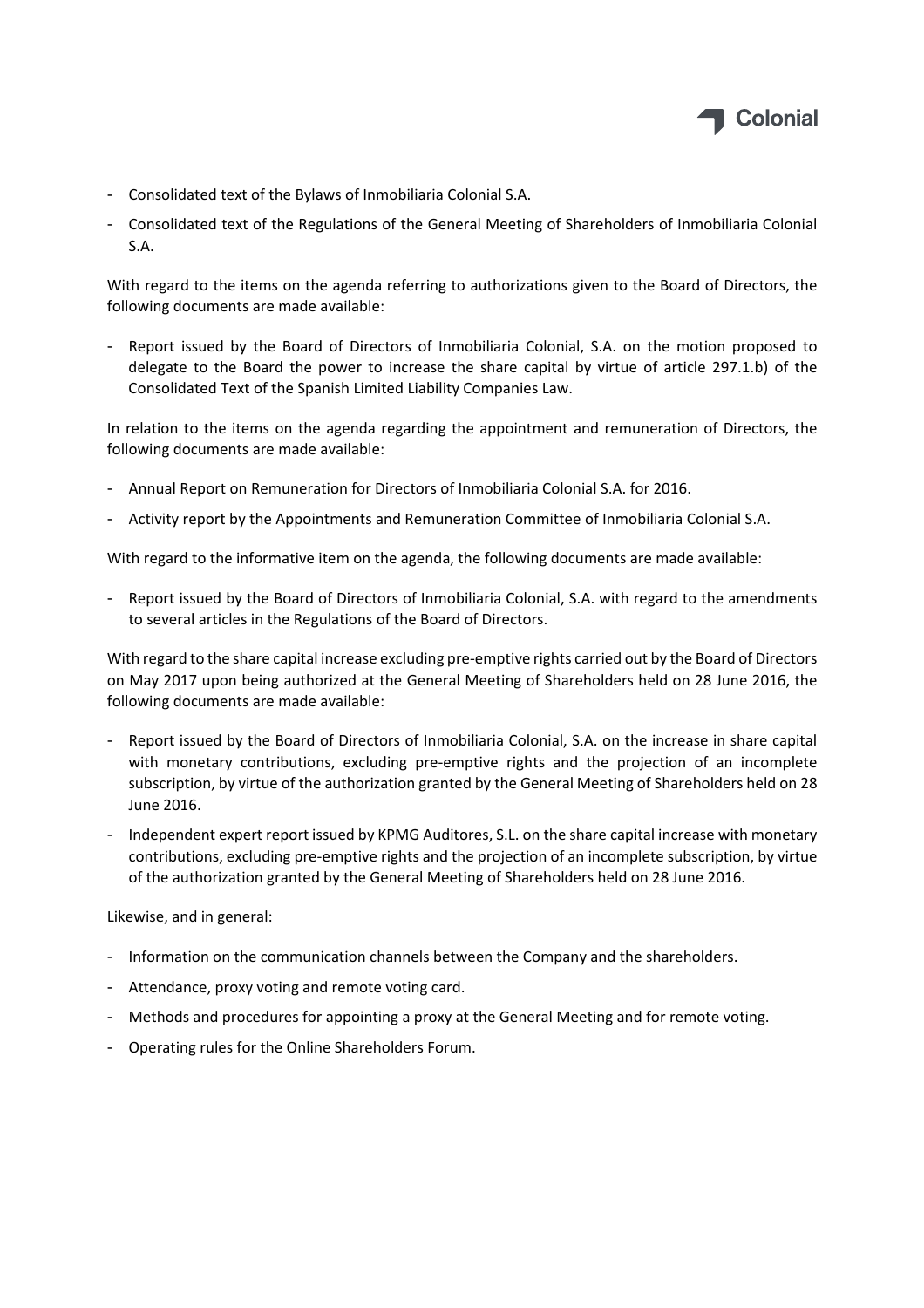- Consolidated text of the Bylaws of Inmobiliaria Colonial S.A.
- Consolidated text of the Regulations of the General Meeting of Shareholders of Inmobiliaria Colonial S.A.

With regard to the items on the agenda referring to authorizations given to the Board of Directors, the following documents are made available:

- Report issued by the Board of Directors of Inmobiliaria Colonial, S.A. on the motion proposed to delegate to the Board the power to increase the share capital by virtue of article 297.1.b) of the Consolidated Text of the Spanish Limited Liability Companies Law.

In relation to the items on the agenda regarding the appointment and remuneration of Directors, the following documents are made available:

- Annual Report on Remuneration for Directors of Inmobiliaria Colonial S.A. for 2016.
- Activity report by the Appointments and Remuneration Committee of Inmobiliaria Colonial S.A.

With regard to the informative item on the agenda, the following documents are made available:

- Report issued by the Board of Directors of Inmobiliaria Colonial, S.A. with regard to the amendments to several articles in the Regulations of the Board of Directors.

With regard to the share capital increase excluding pre-emptive rights carried out by the Board of Directors on May 2017 upon being authorized at the General Meeting of Shareholders held on 28 June 2016, the following documents are made available:

- Report issued by the Board of Directors of Inmobiliaria Colonial, S.A. on the increase in share capital with monetary contributions, excluding pre-emptive rights and the projection of an incomplete subscription, by virtue of the authorization granted by the General Meeting of Shareholders held on 28 June 2016.
- Independent expert report issued by KPMG Auditores, S.L. on the share capital increase with monetary contributions, excluding pre-emptive rights and the projection of an incomplete subscription, by virtue of the authorization granted by the General Meeting of Shareholders held on 28 June 2016.

Likewise, and in general:

- Information on the communication channels between the Company and the shareholders.
- Attendance, proxy voting and remote voting card.
- Methods and procedures for appointing a proxy at the General Meeting and for remote voting.
- Operating rules for the Online Shareholders Forum.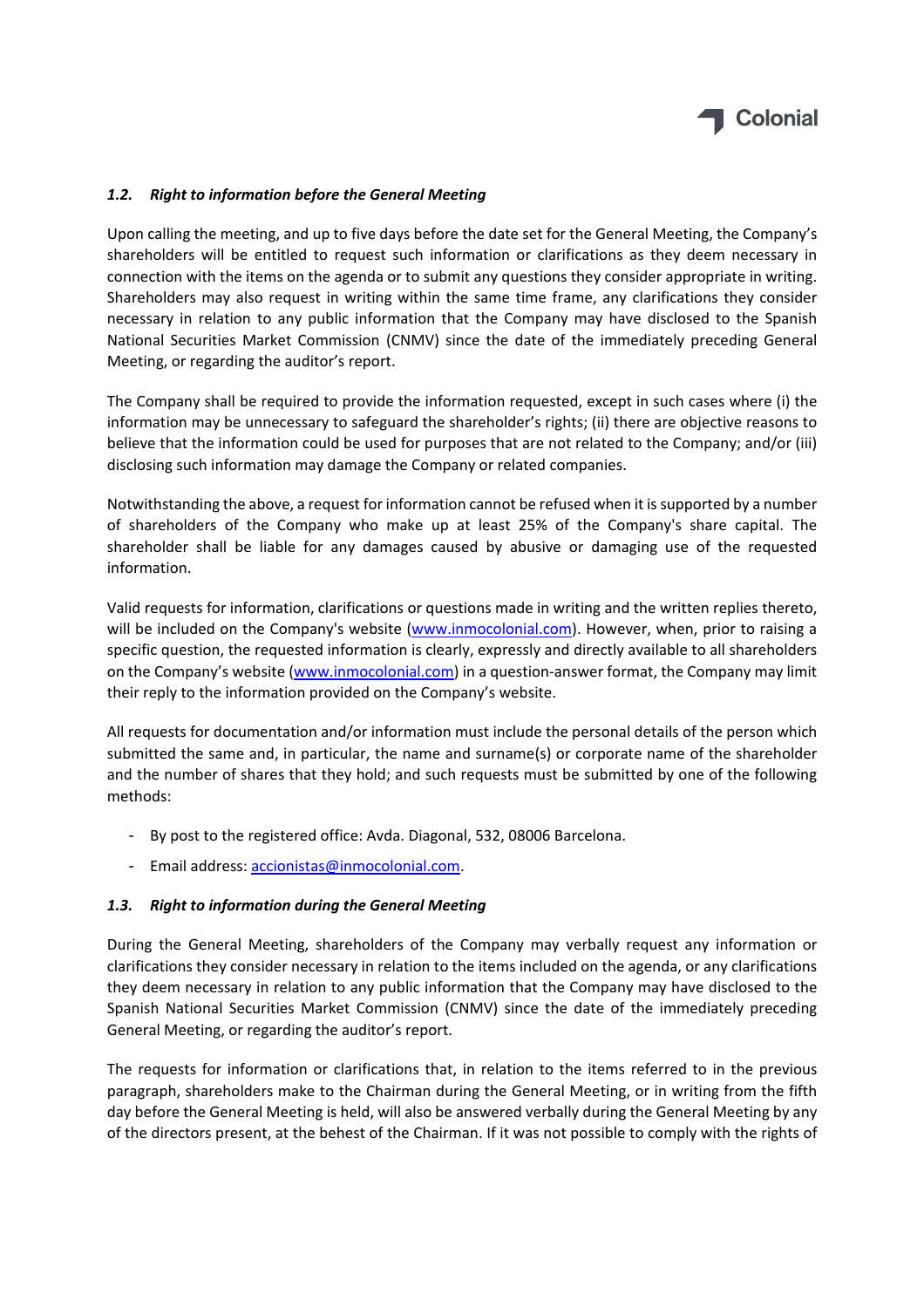### *1.2. Right to information before the General Meeting*

Upon calling the meeting, and up to five days before the date set for the General Meeting, the Company's shareholders will be entitled to request such information or clarifications as they deem necessary in connection with the items on the agenda or to submit any questions they consider appropriate in writing. Shareholders may also request in writing within the same time frame, any clarifications they consider necessary in relation to any public information that the Company may have disclosed to the Spanish National Securities Market Commission (CNMV) since the date of the immediately preceding General Meeting, or regarding the auditor's report.

The Company shall be required to provide the information requested, except in such cases where (i) the information may be unnecessary to safeguard the shareholder's rights; (ii) there are objective reasons to believe that the information could be used for purposes that are not related to the Company; and/or (iii) disclosing such information may damage the Company or related companies.

Notwithstanding the above, a request for information cannot be refused when it is supported by a number of shareholders of the Company who make up at least 25% of the Company's share capital. The shareholder shall be liable for any damages caused by abusive or damaging use of the requested information.

Valid requests for information, clarifications or questions made in writing and the written replies thereto, will be included on the Company's website (www.inmocolonial.com). However, when, prior to raising a specific question, the requested information is clearly, expressly and directly available to all shareholders on the Company's website (www.inmocolonial.com) in a question-answer format, the Company may limit their reply to the information provided on the Company's website.

All requests for documentation and/or information must include the personal details of the person which submitted the same and, in particular, the name and surname(s) or corporate name of the shareholder and the number of shares that they hold; and such requests must be submitted by one of the following methods:

- By post to the registered office: Avda. Diagonal, 532, 08006 Barcelona.
- Email address: accionistas@inmocolonial.com.

### *1.3. Right to information during the General Meeting*

During the General Meeting, shareholders of the Company may verbally request any information or clarifications they consider necessary in relation to the items included on the agenda, or any clarifications they deem necessary in relation to any public information that the Company may have disclosed to the Spanish National Securities Market Commission (CNMV) since the date of the immediately preceding General Meeting, or regarding the auditor's report.

The requests for information or clarifications that, in relation to the items referred to in the previous paragraph, shareholders make to the Chairman during the General Meeting, or in writing from the fifth day before the General Meeting is held, will also be answered verbally during the General Meeting by any of the directors present, at the behest of the Chairman. If it was not possible to comply with the rights of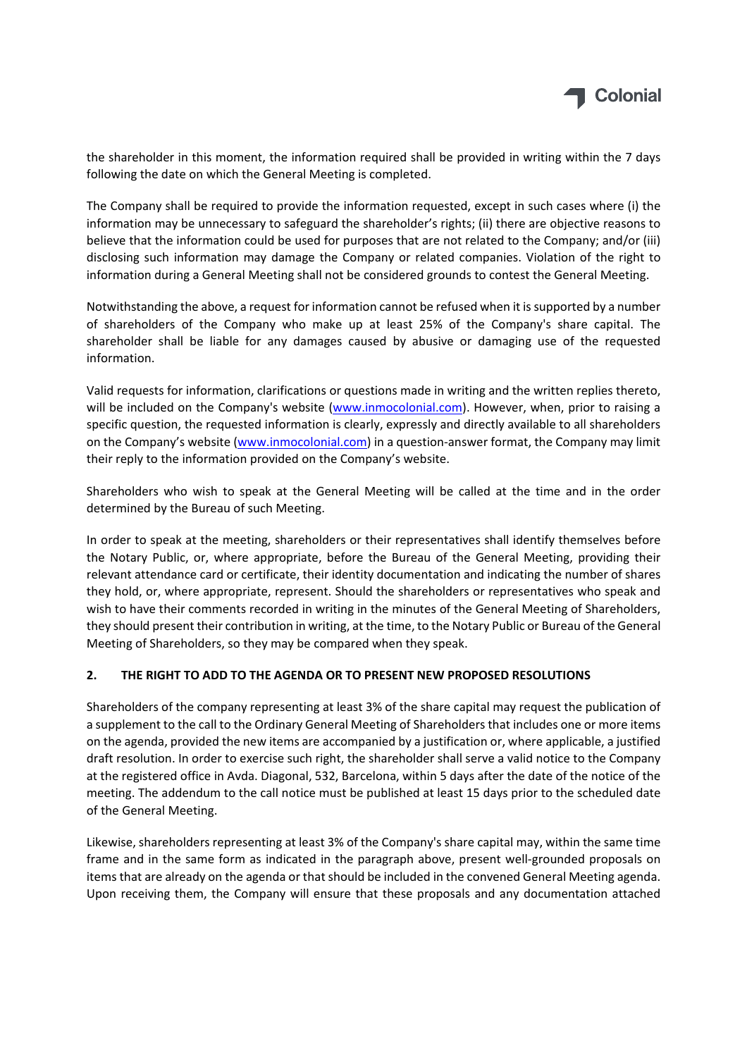the shareholder in this moment, the information required shall be provided in writing within the 7 days following the date on which the General Meeting is completed.

The Company shall be required to provide the information requested, except in such cases where (i) the information may be unnecessary to safeguard the shareholder's rights; (ii) there are objective reasons to believe that the information could be used for purposes that are not related to the Company; and/or (iii) disclosing such information may damage the Company or related companies. Violation of the right to information during a General Meeting shall not be considered grounds to contest the General Meeting.

Notwithstanding the above, a request for information cannot be refused when it is supported by a number of shareholders of the Company who make up at least 25% of the Company's share capital. The shareholder shall be liable for any damages caused by abusive or damaging use of the requested information.

Valid requests for information, clarifications or questions made in writing and the written replies thereto, will be included on the Company's website (www.inmocolonial.com). However, when, prior to raising a specific question, the requested information is clearly, expressly and directly available to all shareholders on the Company's website (www.inmocolonial.com) in a question-answer format, the Company may limit their reply to the information provided on the Company's website.

Shareholders who wish to speak at the General Meeting will be called at the time and in the order determined by the Bureau of such Meeting.

In order to speak at the meeting, shareholders or their representatives shall identify themselves before the Notary Public, or, where appropriate, before the Bureau of the General Meeting, providing their relevant attendance card or certificate, their identity documentation and indicating the number of shares they hold, or, where appropriate, represent. Should the shareholders or representatives who speak and wish to have their comments recorded in writing in the minutes of the General Meeting of Shareholders, they should present their contribution in writing, at the time, to the Notary Public or Bureau of the General Meeting of Shareholders, so they may be compared when they speak.

## 2. THE RIGHT TO ADD TO THE AGENDA OR TO PRESENT NEW PROPOSED RESOLUTIONS

Shareholders of the company representing at least 3% of the share capital may request the publication of a supplement to the call to the Ordinary General Meeting of Shareholders that includes one or more items on the agenda, provided the new items are accompanied by a justification or, where applicable, a justified draft resolution. In order to exercise such right, the shareholder shall serve a valid notice to the Company at the registered office in Avda. Diagonal, 532, Barcelona, within 5 days after the date of the notice of the meeting. The addendum to the call notice must be published at least 15 days prior to the scheduled date of the General Meeting.

Likewise, shareholders representing at least 3% of the Company's share capital may, within the same time frame and in the same form as indicated in the paragraph above, present well-grounded proposals on items that are already on the agenda or that should be included in the convened General Meeting agenda. Upon receiving them, the Company will ensure that these proposals and any documentation attached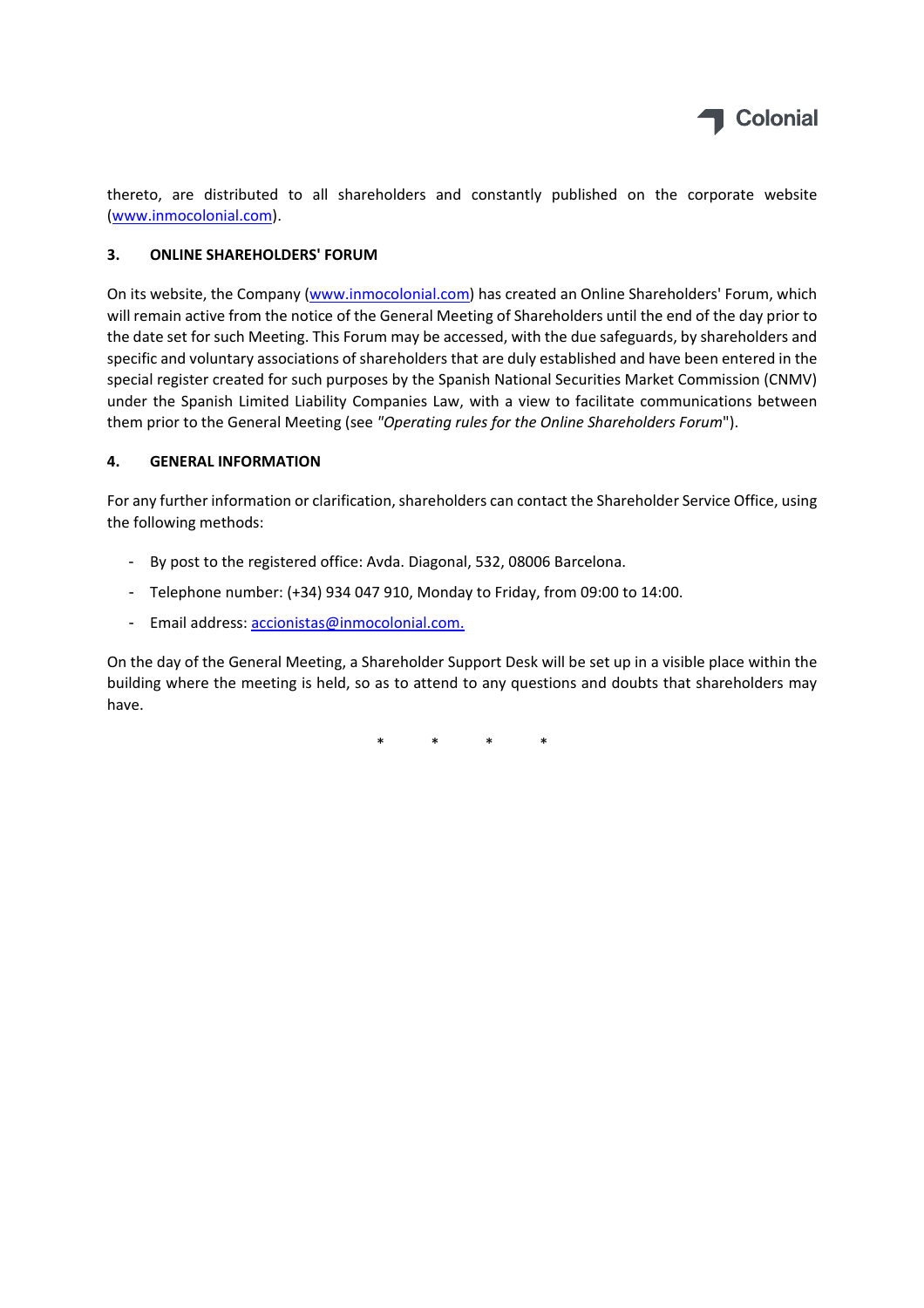thereto, are distributed to all shareholders and constantly published on the corporate website (www.inmocolonial.com).

## 3. ONLINE SHAREHOLDERS' FORUM

On its website, the Company (www.inmocolonial.com) has created an Online Shareholders' Forum, which will remain active from the notice of the General Meeting of Shareholders until the end of the day prior to the date set for such Meeting. This Forum may be accessed, with the due safeguards, by shareholders and specific and voluntary associations of shareholders that are duly established and have been entered in the special register created for such purposes by the Spanish National Securities Market Commission (CNMV) under the Spanish Limited Liability Companies Law, with a view to facilitate communications between them prior to the General Meeting (see *"Operating rules for the Online Shareholders Forum*").

## 4. GENERAL INFORMATION

For any further information or clarification, shareholders can contact the Shareholder Service Office, using the following methods:

- By post to the registered office: Avda. Diagonal, 532, 08006 Barcelona.
- Telephone number: (+34) 934 047 910, Monday to Friday, from 09:00 to 14:00.
- Email address: accionistas@inmocolonial.com.

On the day of the General Meeting, a Shareholder Support Desk will be set up in a visible place within the building where the meeting is held, so as to attend to any questions and doubts that shareholders may have.

\*  \*  \*  \*